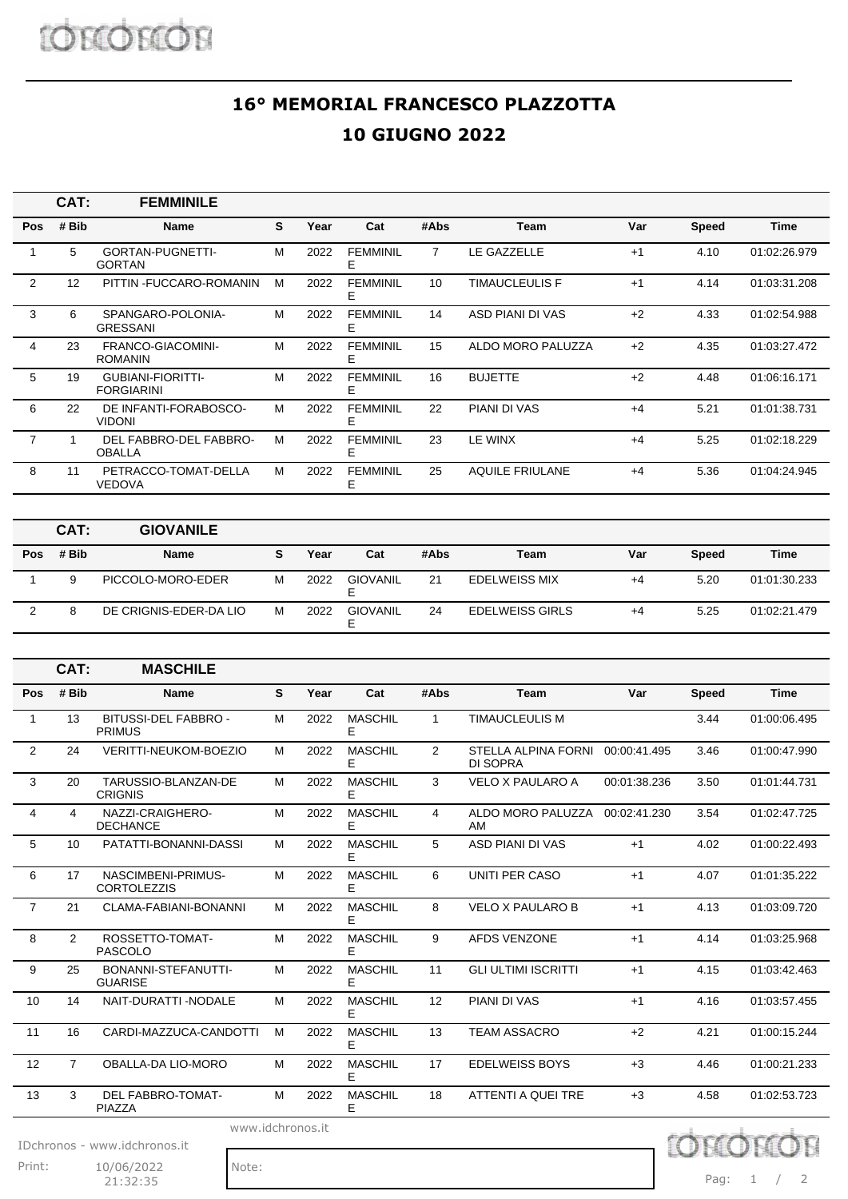# 16° MEMORIAL FRANCESCO PLAZZOTTA

## 10 GIUGNO 2022

### CAT: FEMMINILE

| Pos | # Bib | Name | S | Year | Cat | #Abs | Team | Var | Speed | Time |
|---|---|---|---|---|---|---|---|---|---|---|
| 1 | 5 | GORTAN-PUGNETTI-GORTAN | M | 2022 | FEMMINILE | 7 | LE GAZZELLE | +1 | 4.10 | 01:02:26.979 |
| 2 | 12 | PITTIN -FUCCARO-ROMANIN | M | 2022 | FEMMINILE | 10 | TIMAUCLEULIS F | +1 | 4.14 | 01:03:31.208 |
| 3 | 6 | SPANGARO-POLONIA-GRESSANI | M | 2022 | FEMMINILE | 14 | ASD PIANI DI VAS | +2 | 4.33 | 01:02:54.988 |
| 4 | 23 | FRANCO-GIACOMINI-ROMANIN | M | 2022 | FEMMINILE | 15 | ALDO MORO PALUZZA | +2 | 4.35 | 01:03:27.472 |
| 5 | 19 | GUBIANI-FIORITTI-FORGIARINI | M | 2022 | FEMMINILE | 16 | BUJETTE | +2 | 4.48 | 01:06:16.171 |
| 6 | 22 | DE INFANTI-FORABOSCO-VIDONI | M | 2022 | FEMMINILE | 22 | PIANI DI VAS | +4 | 5.21 | 01:01:38.731 |
| 7 | 1 | DEL FABBRO-DEL FABBRO-OBALLA | M | 2022 | FEMMINILE | 23 | LE WINX | +4 | 5.25 | 01:02:18.229 |
| 8 | 11 | PETRACCO-TOMAT-DELLA VEDOVA | M | 2022 | FEMMINILE | 25 | AQUILE FRIULANE | +4 | 5.36 | 01:04:24.945 |

### CAT: GIOVANILE

| Pos | # Bib | Name | S | Year | Cat | #Abs | Team | Var | Speed | Time |
|---|---|---|---|---|---|---|---|---|---|---|
| 1 | 9 | PICCOLO-MORO-EDER | M | 2022 | GIOVANILE | 21 | EDELWEISS MIX | +4 | 5.20 | 01:01:30.233 |
| 2 | 8 | DE CRIGNIS-EDER-DA LIO | M | 2022 | GIOVANILE | 24 | EDELWEISS GIRLS | +4 | 5.25 | 01:02:21.479 |

### CAT: MASCHILE

| Pos | # Bib | Name | S | Year | Cat | #Abs | Team | Var | Speed | Time |
|---|---|---|---|---|---|---|---|---|---|---|
| 1 | 13 | BITUSSI-DEL FABBRO -PRIMUS | M | 2022 | MASCHILE | 1 | TIMAUCLEULIS M | | 3.44 | 01:00:06.495 |
| 2 | 24 | VERITTI-NEUKOM-BOEZIO | M | 2022 | MASCHILE | 2 | STELLA ALPINA FORNI DI SOPRA | 00:00:41.495 | 3.46 | 01:00:47.990 |
| 3 | 20 | TARUSSIO-BLANZAN-DE CRIGNIS | M | 2022 | MASCHILE | 3 | VELO X PAULARO A | 00:01:38.236 | 3.50 | 01:01:44.731 |
| 4 | 4 | NAZZI-CRAIGHERO-DECHANCE | M | 2022 | MASCHILE | 4 | ALDO MORO PALUZZA AM | 00:02:41.230 | 3.54 | 01:02:47.725 |
| 5 | 10 | PATATTI-BONANNI-DASSI | M | 2022 | MASCHILE | 5 | ASD PIANI DI VAS | +1 | 4.02 | 01:00:22.493 |
| 6 | 17 | NASCIMBENI-PRIMUS-CORTOLEZZIS | M | 2022 | MASCHILE | 6 | UNITI PER CASO | +1 | 4.07 | 01:01:35.222 |
| 7 | 21 | CLAMA-FABIANI-BONANNI | M | 2022 | MASCHILE | 8 | VELO X PAULARO B | +1 | 4.13 | 01:03:09.720 |
| 8 | 2 | ROSSETTO-TOMAT-PASCOLO | M | 2022 | MASCHILE | 9 | AFDS VENZONE | +1 | 4.14 | 01:03:25.968 |
| 9 | 25 | BONANNI-STEFANUTTI-GUARISE | M | 2022 | MASCHILE | 11 | GLI ULTIMI ISCRITTI | +1 | 4.15 | 01:03:42.463 |
| 10 | 14 | NAIT-DURATTI -NODALE | M | 2022 | MASCHILE | 12 | PIANI DI VAS | +1 | 4.16 | 01:03:57.455 |
| 11 | 16 | CARDI-MAZZUCA-CANDOTTI | M | 2022 | MASCHILE | 13 | TEAM ASSACRO | +2 | 4.21 | 01:00:15.244 |
| 12 | 7 | OBALLA-DA LIO-MORO | M | 2022 | MASCHILE | 17 | EDELWEISS BOYS | +3 | 4.46 | 01:00:21.233 |
| 13 | 3 | DEL FABBRO-TOMAT-PIAZZA | M | 2022 | MASCHILE | 18 | ATTENTI A QUEI TRE | +3 | 4.58 | 01:02:53.723 |

Note: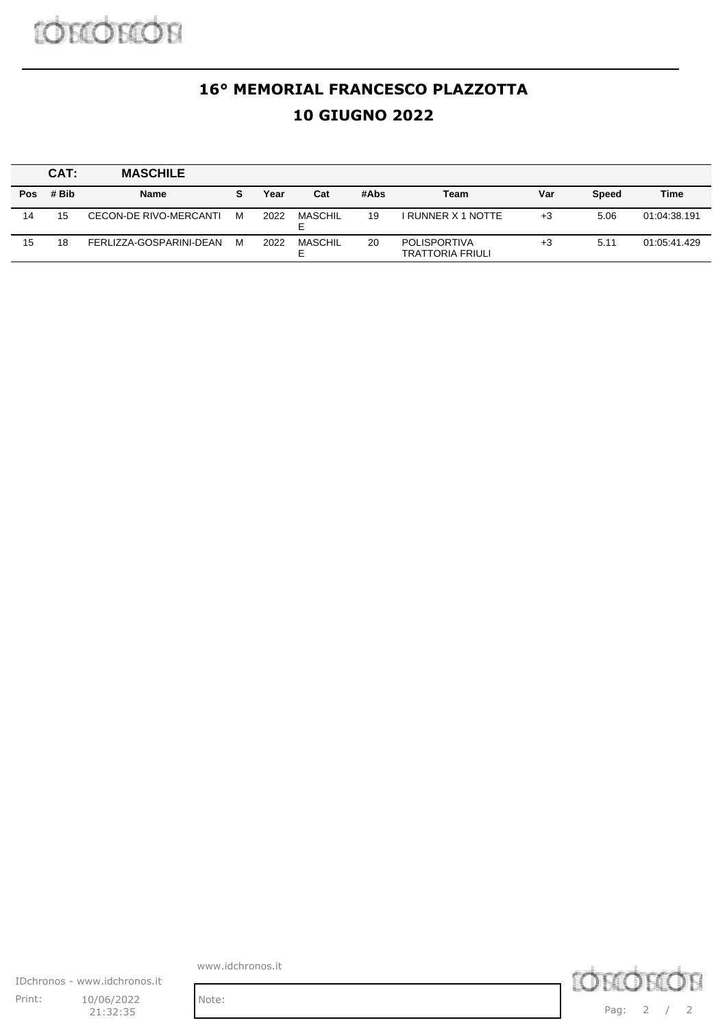# 16° MEMORIAL FRANCESCO PLAZZOTTA

## 10 GIUGNO 2022

**CAT: MASCHILE**

| Pos | # Bib | Name | S | Year | Cat | #Abs | Team | Var | Speed | Time |
|---|---|---|---|---|---|---|---|---|---|---|
| 14 | 15 | CECON-DE RIVO-MERCANTI | M | 2022 | MASCHILE | 19 | I RUNNER X 1 NOTTE | +3 | 5.06 | 01:04:38.191 |
| 15 | 18 | FERLIZZA-GOSPARINI-DEAN | M | 2022 | MASCHILE | 20 | POLISPORTIVA TRATTORIA FRIULI | +3 | 5.11 | 01:05:41.429 |

www.idchronos.it

IDchronos - www.idchronos.it

Print: 10/06/2022 21:32:35

Note: